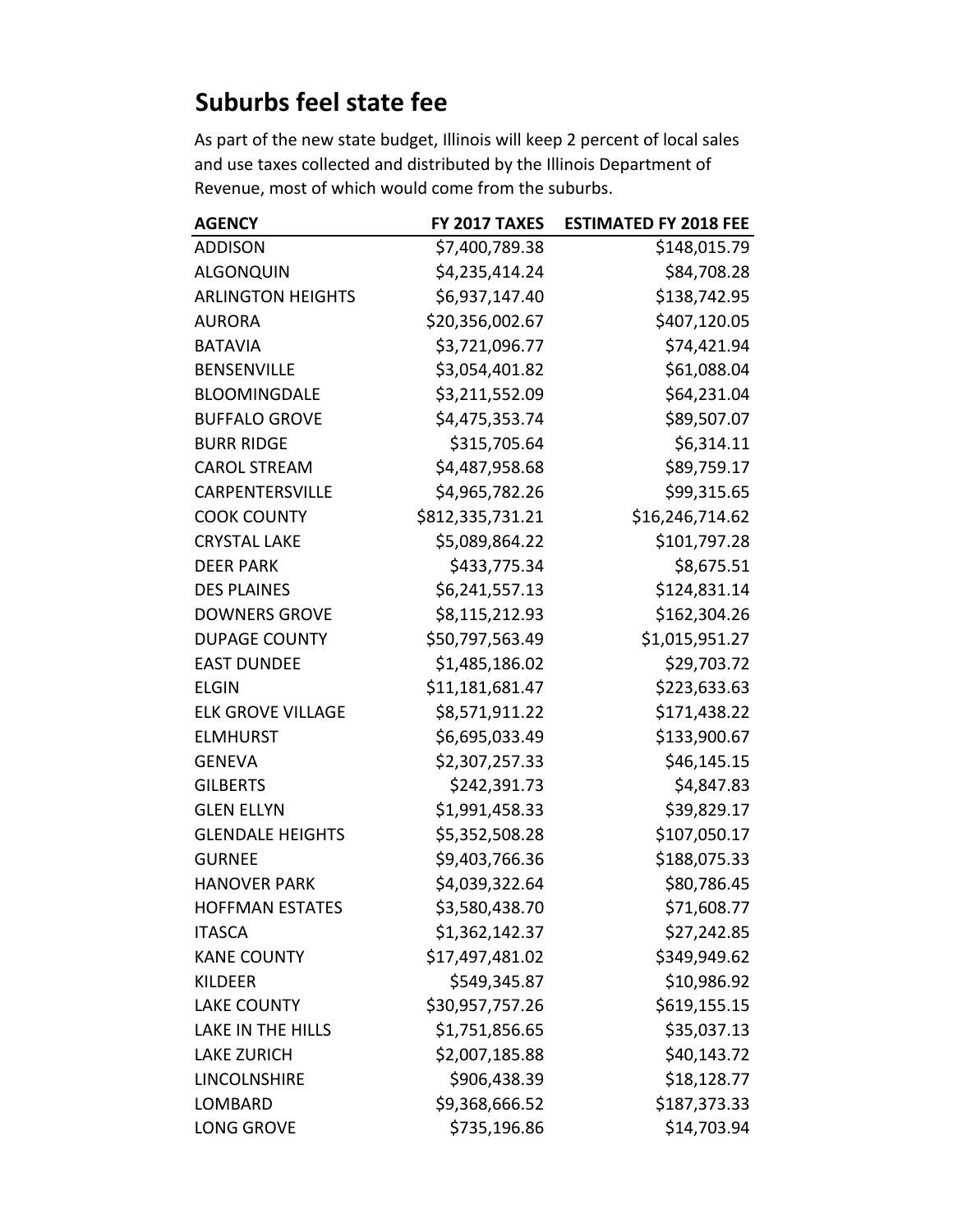# Suburbs feel state fee

As part of the new state budget, Illinois will keep 2 percent of local sales and use taxes collected and distributed by the Illinois Department of Revenue, most of which would come from the suburbs.

| AGENCY | FY 2017 TAXES | ESTIMATED FY 2018 FEE |
|---|---:|---:|
| ADDISON | $7,400,789.38 | $148,015.79 |
| ALGONQUIN | $4,235,414.24 | $84,708.28 |
| ARLINGTON HEIGHTS | $6,937,147.40 | $138,742.95 |
| AURORA | $20,356,002.67 | $407,120.05 |
| BATAVIA | $3,721,096.77 | $74,421.94 |
| BENSENVILLE | $3,054,401.82 | $61,088.04 |
| BLOOMINGDALE | $3,211,552.09 | $64,231.04 |
| BUFFALO GROVE | $4,475,353.74 | $89,507.07 |
| BURR RIDGE | $315,705.64 | $6,314.11 |
| CAROL STREAM | $4,487,958.68 | $89,759.17 |
| CARPENTERSVILLE | $4,965,782.26 | $99,315.65 |
| COOK COUNTY | $812,335,731.21 | $16,246,714.62 |
| CRYSTAL LAKE | $5,089,864.22 | $101,797.28 |
| DEER PARK | $433,775.34 | $8,675.51 |
| DES PLAINES | $6,241,557.13 | $124,831.14 |
| DOWNERS GROVE | $8,115,212.93 | $162,304.26 |
| DUPAGE COUNTY | $50,797,563.49 | $1,015,951.27 |
| EAST DUNDEE | $1,485,186.02 | $29,703.72 |
| ELGIN | $11,181,681.47 | $223,633.63 |
| ELK GROVE VILLAGE | $8,571,911.22 | $171,438.22 |
| ELMHURST | $6,695,033.49 | $133,900.67 |
| GENEVA | $2,307,257.33 | $46,145.15 |
| GILBERTS | $242,391.73 | $4,847.83 |
| GLEN ELLYN | $1,991,458.33 | $39,829.17 |
| GLENDALE HEIGHTS | $5,352,508.28 | $107,050.17 |
| GURNEE | $9,403,766.36 | $188,075.33 |
| HANOVER PARK | $4,039,322.64 | $80,786.45 |
| HOFFMAN ESTATES | $3,580,438.70 | $71,608.77 |
| ITASCA | $1,362,142.37 | $27,242.85 |
| KANE COUNTY | $17,497,481.02 | $349,949.62 |
| KILDEER | $549,345.87 | $10,986.92 |
| LAKE COUNTY | $30,957,757.26 | $619,155.15 |
| LAKE IN THE HILLS | $1,751,856.65 | $35,037.13 |
| LAKE ZURICH | $2,007,185.88 | $40,143.72 |
| LINCOLNSHIRE | $906,438.39 | $18,128.77 |
| LOMBARD | $9,368,666.52 | $187,373.33 |
| LONG GROVE | $735,196.86 | $14,703.94 |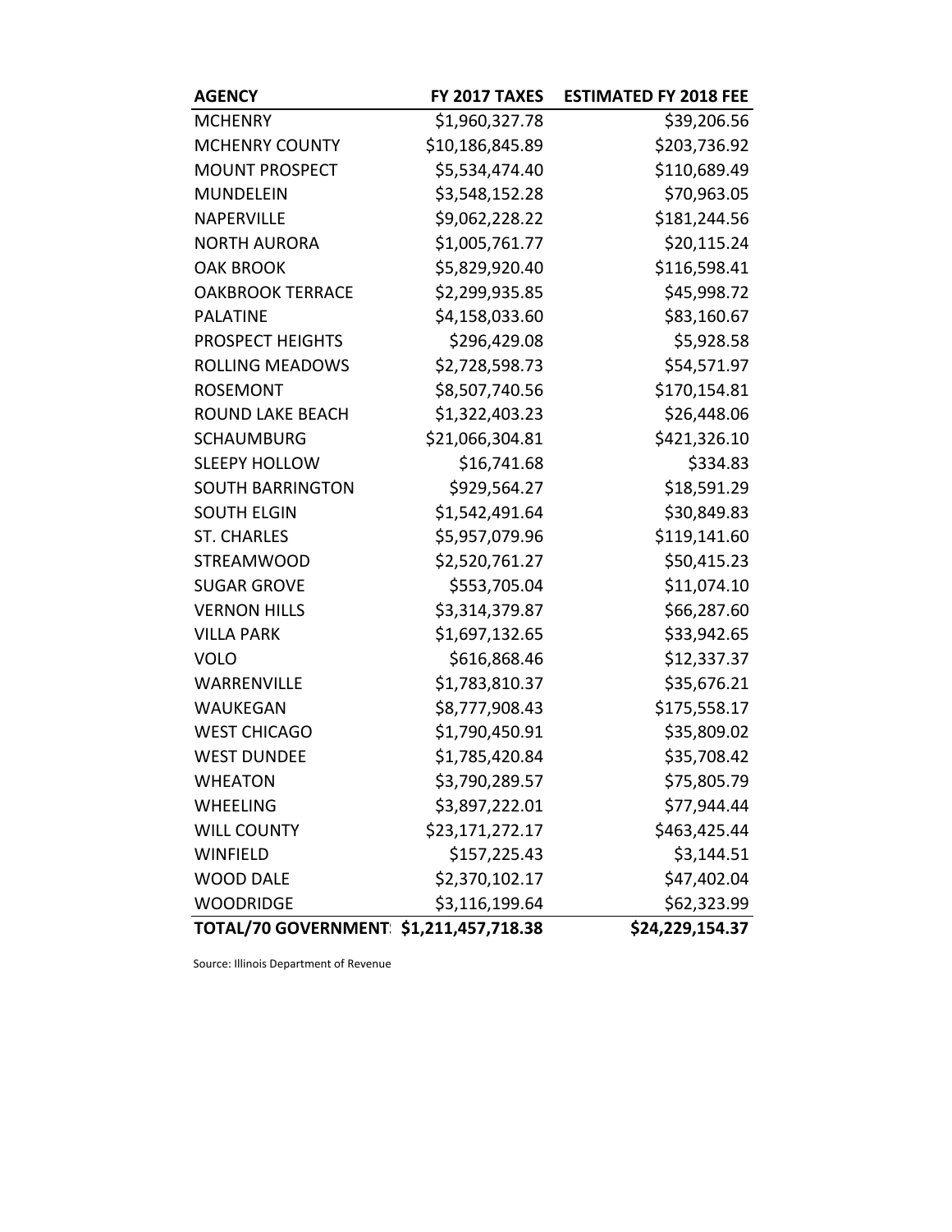| AGENCY | FY 2017 TAXES | ESTIMATED FY 2018 FEE |
|---|---|---|
| MCHENRY | $1,960,327.78 | $39,206.56 |
| MCHENRY COUNTY | $10,186,845.89 | $203,736.92 |
| MOUNT PROSPECT | $5,534,474.40 | $110,689.49 |
| MUNDELEIN | $3,548,152.28 | $70,963.05 |
| NAPERVILLE | $9,062,228.22 | $181,244.56 |
| NORTH AURORA | $1,005,761.77 | $20,115.24 |
| OAK BROOK | $5,829,920.40 | $116,598.41 |
| OAKBROOK TERRACE | $2,299,935.85 | $45,998.72 |
| PALATINE | $4,158,033.60 | $83,160.67 |
| PROSPECT HEIGHTS | $296,429.08 | $5,928.58 |
| ROLLING MEADOWS | $2,728,598.73 | $54,571.97 |
| ROSEMONT | $8,507,740.56 | $170,154.81 |
| ROUND LAKE BEACH | $1,322,403.23 | $26,448.06 |
| SCHAUMBURG | $21,066,304.81 | $421,326.10 |
| SLEEPY HOLLOW | $16,741.68 | $334.83 |
| SOUTH BARRINGTON | $929,564.27 | $18,591.29 |
| SOUTH ELGIN | $1,542,491.64 | $30,849.83 |
| ST. CHARLES | $5,957,079.96 | $119,141.60 |
| STREAMWOOD | $2,520,761.27 | $50,415.23 |
| SUGAR GROVE | $553,705.04 | $11,074.10 |
| VERNON HILLS | $3,314,379.87 | $66,287.60 |
| VILLA PARK | $1,697,132.65 | $33,942.65 |
| VOLO | $616,868.46 | $12,337.37 |
| WARRENVILLE | $1,783,810.37 | $35,676.21 |
| WAUKEGAN | $8,777,908.43 | $175,558.17 |
| WEST CHICAGO | $1,790,450.91 | $35,809.02 |
| WEST DUNDEE | $1,785,420.84 | $35,708.42 |
| WHEATON | $3,790,289.57 | $75,805.79 |
| WHEELING | $3,897,222.01 | $77,944.44 |
| WILL COUNTY | $23,171,272.17 | $463,425.44 |
| WINFIELD | $157,225.43 | $3,144.51 |
| WOOD DALE | $2,370,102.17 | $47,402.04 |
| WOODRIDGE | $3,116,199.64 | $62,323.99 |
| **TOTAL/70 GOVERNMENT** | **$1,211,457,718.38** | **$24,229,154.37** |

Source: Illinois Department of Revenue